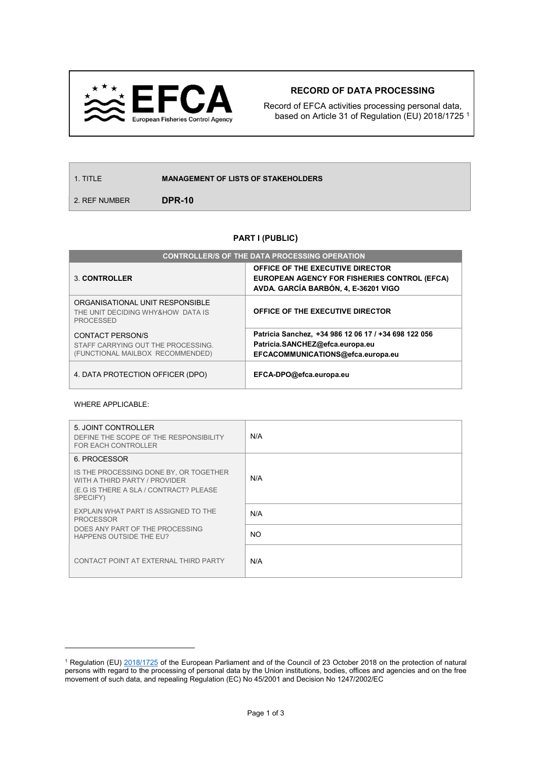# RECORD OF DATA PROCESSING

Record of EFCA activities processing personal data, based on Article 31 of Regulation (EU) 2018/1725 [1]

| | |
|---|---|
| 1. TITLE | **MANAGEMENT OF LISTS OF STAKEHOLDERS** |
| 2. REF NUMBER | **DPR-10** |

## PART I (PUBLIC)

| CONTROLLER/S OF THE DATA PROCESSING OPERATION | |
|---|---|
| 3. **CONTROLLER** | **OFFICE OF THE EXECUTIVE DIRECTOR**<br>**EUROPEAN AGENCY FOR FISHERIES CONTROL (EFCA)**<br>**AVDA. GARCÍA BARBÓN, 4, E-36201 VIGO** |
| ORGANISATIONAL UNIT RESPONSIBLE<br>THE UNIT DECIDING WHY&HOW DATA IS PROCESSED | **OFFICE OF THE EXECUTIVE DIRECTOR** |
| CONTACT PERSON/S<br>STAFF CARRYING OUT THE PROCESSING. (FUNCTIONAL MAILBOX RECOMMENDED) | **Patricia Sanchez, +34 986 12 06 17 / +34 698 122 056**<br>**Patricia.SANCHEZ@efca.europa.eu**<br>**EFCACOMMUNICATIONS@efca.europa.eu** |
| 4. DATA PROTECTION OFFICER (DPO) | **EFCA-DPO@efca.europa.eu** |

WHERE APPLICABLE:

| | |
|---|---|
| 5. JOINT CONTROLLER<br>DEFINE THE SCOPE OF THE RESPONSIBILITY FOR EACH CONTROLLER | N/A |
| 6. PROCESSOR<br>IS THE PROCESSING DONE BY, OR TOGETHER WITH A THIRD PARTY / PROVIDER<br>(E.G IS THERE A SLA / CONTRACT? PLEASE SPECIFY) | N/A |
| EXPLAIN WHAT PART IS ASSIGNED TO THE PROCESSOR | N/A |
| DOES ANY PART OF THE PROCESSING HAPPENS OUTSIDE THE EU? | NO |
| CONTACT POINT AT EXTERNAL THIRD PARTY | N/A |

[1] Regulation (EU) 2018/1725 of the European Parliament and of the Council of 23 October 2018 on the protection of natural persons with regard to the processing of personal data by the Union institutions, bodies, offices and agencies and on the free movement of such data, and repealing Regulation (EC) No 45/2001 and Decision No 1247/2002/EC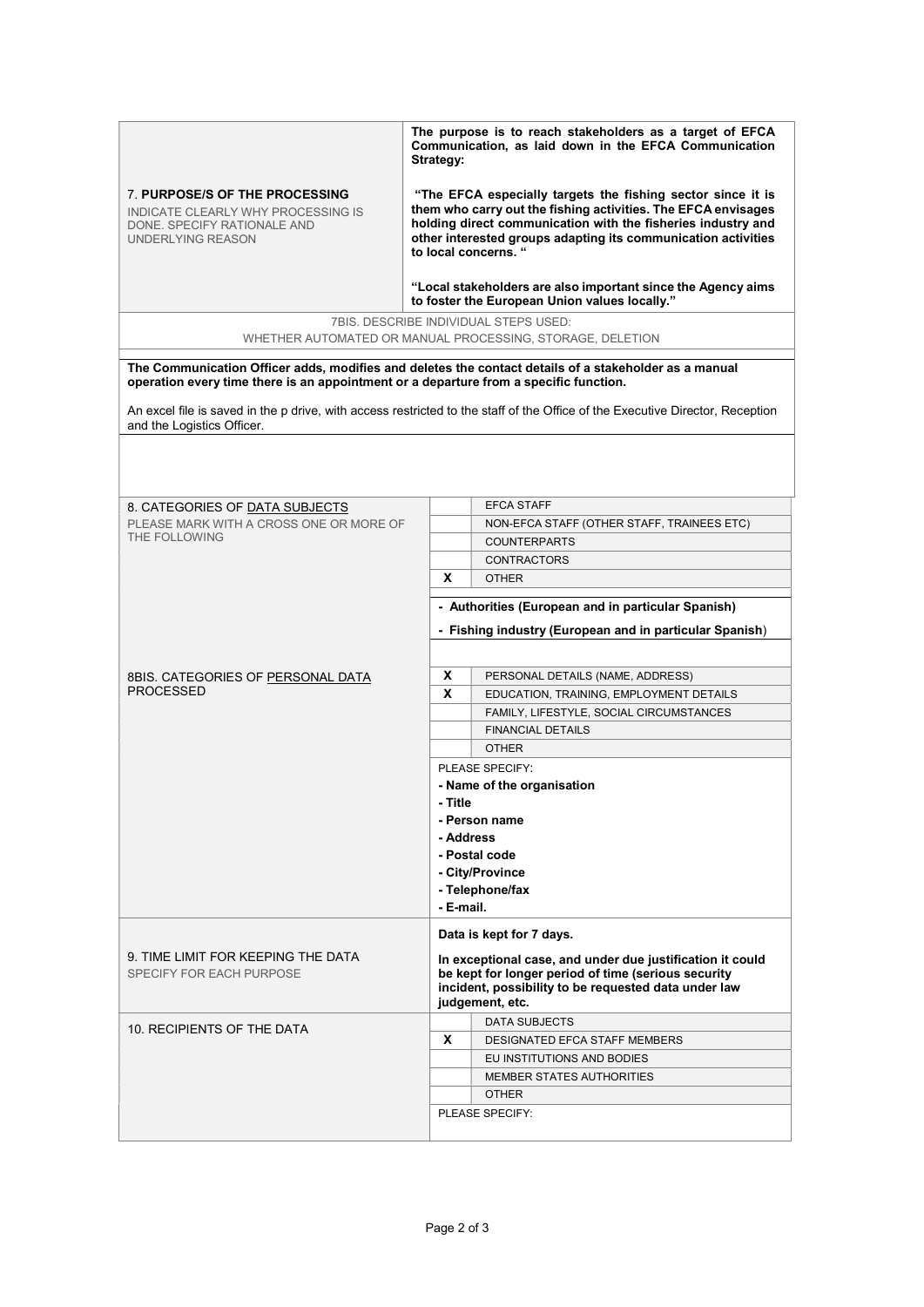| | |
|---|---|
| 7. **PURPOSE/S OF THE PROCESSING**<br>INDICATE CLEARLY WHY PROCESSING IS DONE. SPECIFY RATIONALE AND UNDERLYING REASON | **The purpose is to reach stakeholders as a target of EFCA Communication, as laid down in the EFCA Communication Strategy:**<br><br>**"The EFCA especially targets the fishing sector since it is them who carry out the fishing activities. The EFCA envisages holding direct communication with the fisheries industry and other interested groups adapting its communication activities to local concerns. "**<br><br>**"Local stakeholders are also important since the Agency aims to foster the European Union values locally."** |

7BIS. DESCRIBE INDIVIDUAL STEPS USED:
WHETHER AUTOMATED OR MANUAL PROCESSING, STORAGE, DELETION

**The Communication Officer adds, modifies and deletes the contact details of a stakeholder as a manual operation every time there is an appointment or a departure from a specific function.**

An excel file is saved in the p drive, with access restricted to the staff of the Office of the Executive Director, Reception and the Logistics Officer.

| | | |
|---|---|---|
| 8. CATEGORIES OF <u>DATA SUBJECTS</u><br>PLEASE MARK WITH A CROSS ONE OR MORE OF THE FOLLOWING | | EFCA STAFF |
| | | NON-EFCA STAFF (OTHER STAFF, TRAINEES ETC) |
| | | COUNTERPARTS |
| | | CONTRACTORS |
| | X | OTHER |
| | **- Authorities (European and in particular Spanish)**<br>**- Fishing industry (European and in particular Spanish)** | |
| 8BIS. CATEGORIES OF <u>PERSONAL DATA</u> PROCESSED | X | PERSONAL DETAILS (NAME, ADDRESS) |
| | X | EDUCATION, TRAINING, EMPLOYMENT DETAILS |
| | | FAMILY, LIFESTYLE, SOCIAL CIRCUMSTANCES |
| | | FINANCIAL DETAILS |
| | | OTHER |
| | PLEASE SPECIFY:<br>**- Name of the organisation**<br>**- Title**<br>**- Person name**<br>**- Address**<br>**- Postal code**<br>**- City/Province**<br>**- Telephone/fax**<br>**- E-mail.** | |
| 9. TIME LIMIT FOR KEEPING THE DATA<br>SPECIFY FOR EACH PURPOSE | **Data is kept for 7 days.**<br><br>**In exceptional case, and under due justification it could be kept for longer period of time (serious security incident, possibility to be requested data under law judgement, etc.** | |
| 10. RECIPIENTS OF THE DATA | | DATA SUBJECTS |
| | X | DESIGNATED EFCA STAFF MEMBERS |
| | | EU INSTITUTIONS AND BODIES |
| | | MEMBER STATES AUTHORITIES |
| | | OTHER |
| | PLEASE SPECIFY: | |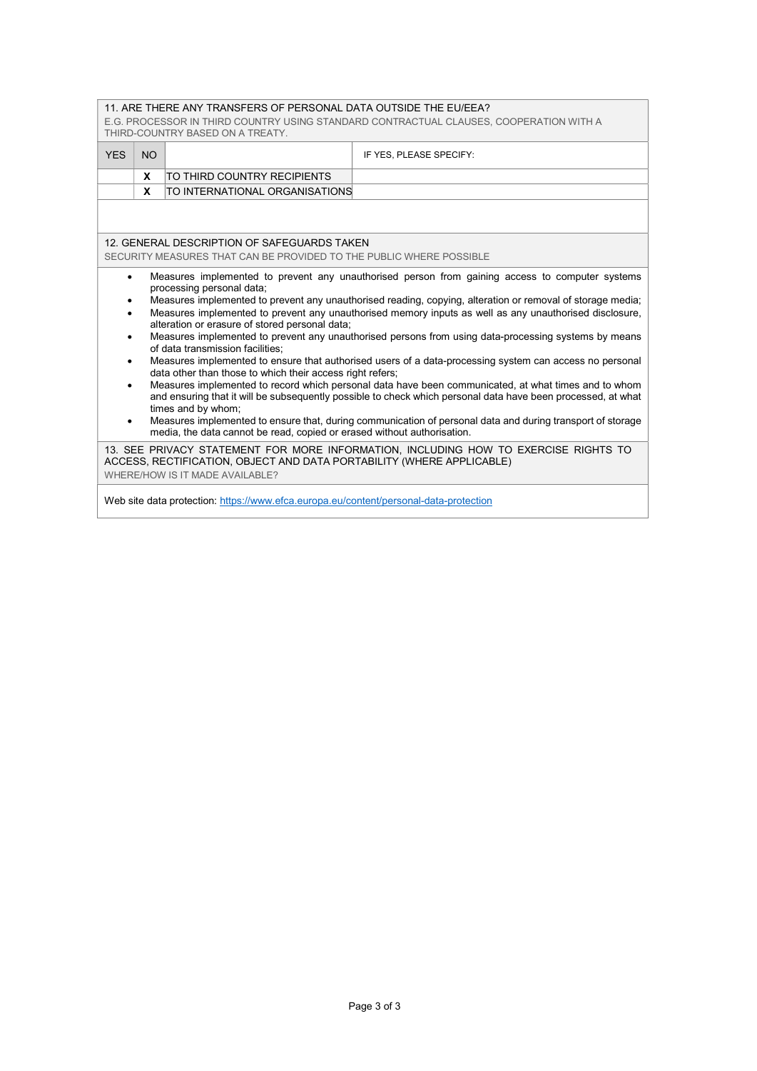## 11. ARE THERE ANY TRANSFERS OF PERSONAL DATA OUTSIDE THE EU/EEA?

E.G. PROCESSOR IN THIRD COUNTRY USING STANDARD CONTRACTUAL CLAUSES, COOPERATION WITH A THIRD-COUNTRY BASED ON A TREATY.

| YES | NO | | IF YES, PLEASE SPECIFY: |
|---|---|---|---|
| | **X** | TO THIRD COUNTRY RECIPIENTS | |
| | **X** | TO INTERNATIONAL ORGANISATIONS | |

## 12. GENERAL DESCRIPTION OF SAFEGUARDS TAKEN

SECURITY MEASURES THAT CAN BE PROVIDED TO THE PUBLIC WHERE POSSIBLE

- Measures implemented to prevent any unauthorised person from gaining access to computer systems processing personal data;
- Measures implemented to prevent any unauthorised reading, copying, alteration or removal of storage media;
- Measures implemented to prevent any unauthorised memory inputs as well as any unauthorised disclosure, alteration or erasure of stored personal data;
- Measures implemented to prevent any unauthorised persons from using data-processing systems by means of data transmission facilities;
- Measures implemented to ensure that authorised users of a data-processing system can access no personal data other than those to which their access right refers;
- Measures implemented to record which personal data have been communicated, at what times and to whom and ensuring that it will be subsequently possible to check which personal data have been processed, at what times and by whom;
- Measures implemented to ensure that, during communication of personal data and during transport of storage media, the data cannot be read, copied or erased without authorisation.

## 13. SEE PRIVACY STATEMENT FOR MORE INFORMATION, INCLUDING HOW TO EXERCISE RIGHTS TO ACCESS, RECTIFICATION, OBJECT AND DATA PORTABILITY (WHERE APPLICABLE)

WHERE/HOW IS IT MADE AVAILABLE?

Web site data protection: https://www.efca.europa.eu/content/personal-data-protection